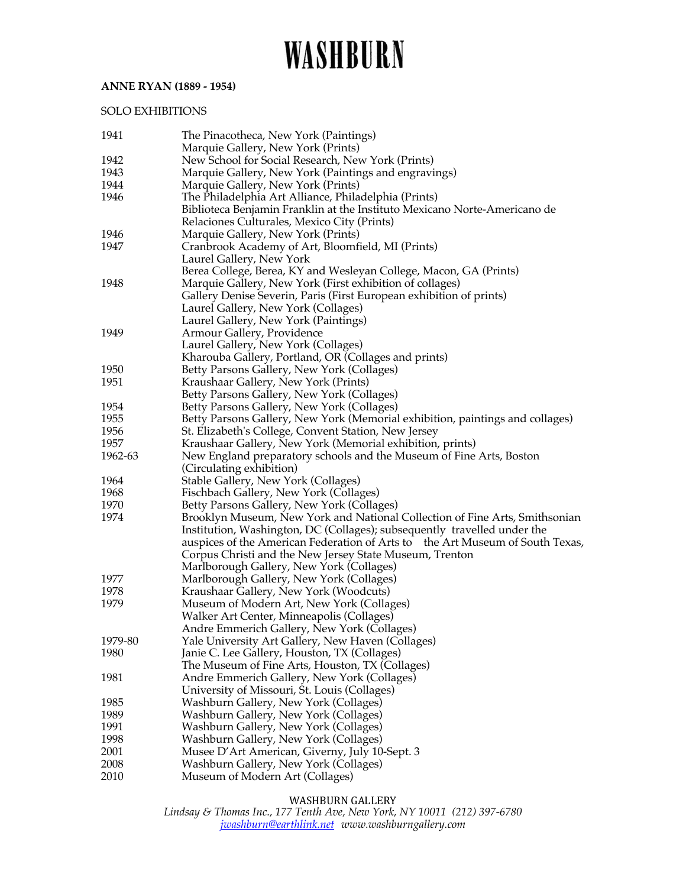# WASHBURN

**ANNE RYAN (1889 - 1954)**

SOLO EXHIBITIONS

| | |
|---|---|
| 1941 | The Pinacotheca, New York (Paintings) |
| | Marquie Gallery, New York (Prints) |
| 1942 | New School for Social Research, New York (Prints) |
| 1943 | Marquie Gallery, New York (Paintings and engravings) |
| 1944 | Marquie Gallery, New York (Prints) |
| 1946 | The Philadelphia Art Alliance, Philadelphia (Prints) |
| | Biblioteca Benjamin Franklin at the Instituto Mexicano Norte-Americano de Relaciones Culturales, Mexico City (Prints) |
| 1946 | Marquie Gallery, New York (Prints) |
| 1947 | Cranbrook Academy of Art, Bloomfield, MI (Prints) |
| | Laurel Gallery, New York |
| | Berea College, Berea, KY and Wesleyan College, Macon, GA (Prints) |
| 1948 | Marquie Gallery, New York (First exhibition of collages) |
| | Gallery Denise Severin, Paris (First European exhibition of prints) |
| | Laurel Gallery, New York (Collages) |
| | Laurel Gallery, New York (Paintings) |
| 1949 | Armour Gallery, Providence |
| | Laurel Gallery, New York (Collages) |
| | Kharouba Gallery, Portland, OR (Collages and prints) |
| 1950 | Betty Parsons Gallery, New York (Collages) |
| 1951 | Kraushaar Gallery, New York (Prints) |
| | Betty Parsons Gallery, New York (Collages) |
| 1954 | Betty Parsons Gallery, New York (Collages) |
| 1955 | Betty Parsons Gallery, New York (Memorial exhibition, paintings and collages) |
| 1956 | St. Elizabeth's College, Convent Station, New Jersey |
| 1957 | Kraushaar Gallery, New York (Memorial exhibition, prints) |
| 1962-63 | New England preparatory schools and the Museum of Fine Arts, Boston (Circulating exhibition) |
| 1964 | Stable Gallery, New York (Collages) |
| 1968 | Fischbach Gallery, New York (Collages) |
| 1970 | Betty Parsons Gallery, New York (Collages) |
| 1974 | Brooklyn Museum, New York and National Collection of Fine Arts, Smithsonian Institution, Washington, DC (Collages); subsequently travelled under the auspices of the American Federation of Arts to the Art Museum of South Texas, Corpus Christi and the New Jersey State Museum, Trenton |
| | Marlborough Gallery, New York (Collages) |
| 1977 | Marlborough Gallery, New York (Collages) |
| 1978 | Kraushaar Gallery, New York (Woodcuts) |
| 1979 | Museum of Modern Art, New York (Collages) |
| | Walker Art Center, Minneapolis (Collages) |
| | Andre Emmerich Gallery, New York (Collages) |
| 1979-80 | Yale University Art Gallery, New Haven (Collages) |
| 1980 | Janie C. Lee Gallery, Houston, TX (Collages) |
| | The Museum of Fine Arts, Houston, TX (Collages) |
| 1981 | Andre Emmerich Gallery, New York (Collages) |
| | University of Missouri, St. Louis (Collages) |
| 1985 | Washburn Gallery, New York (Collages) |
| 1989 | Washburn Gallery, New York (Collages) |
| 1991 | Washburn Gallery, New York (Collages) |
| 1998 | Washburn Gallery, New York (Collages) |
| 2001 | Musee D'Art American, Giverny, July 10-Sept. 3 |
| 2008 | Washburn Gallery, New York (Collages) |
| 2010 | Museum of Modern Art (Collages) |

WASHBURN GALLERY
*Lindsay & Thomas Inc., 177 Tenth Ave, New York, NY 10011 (212) 397-6780*
*jwashburn@earthlink.net www.washburngallery.com*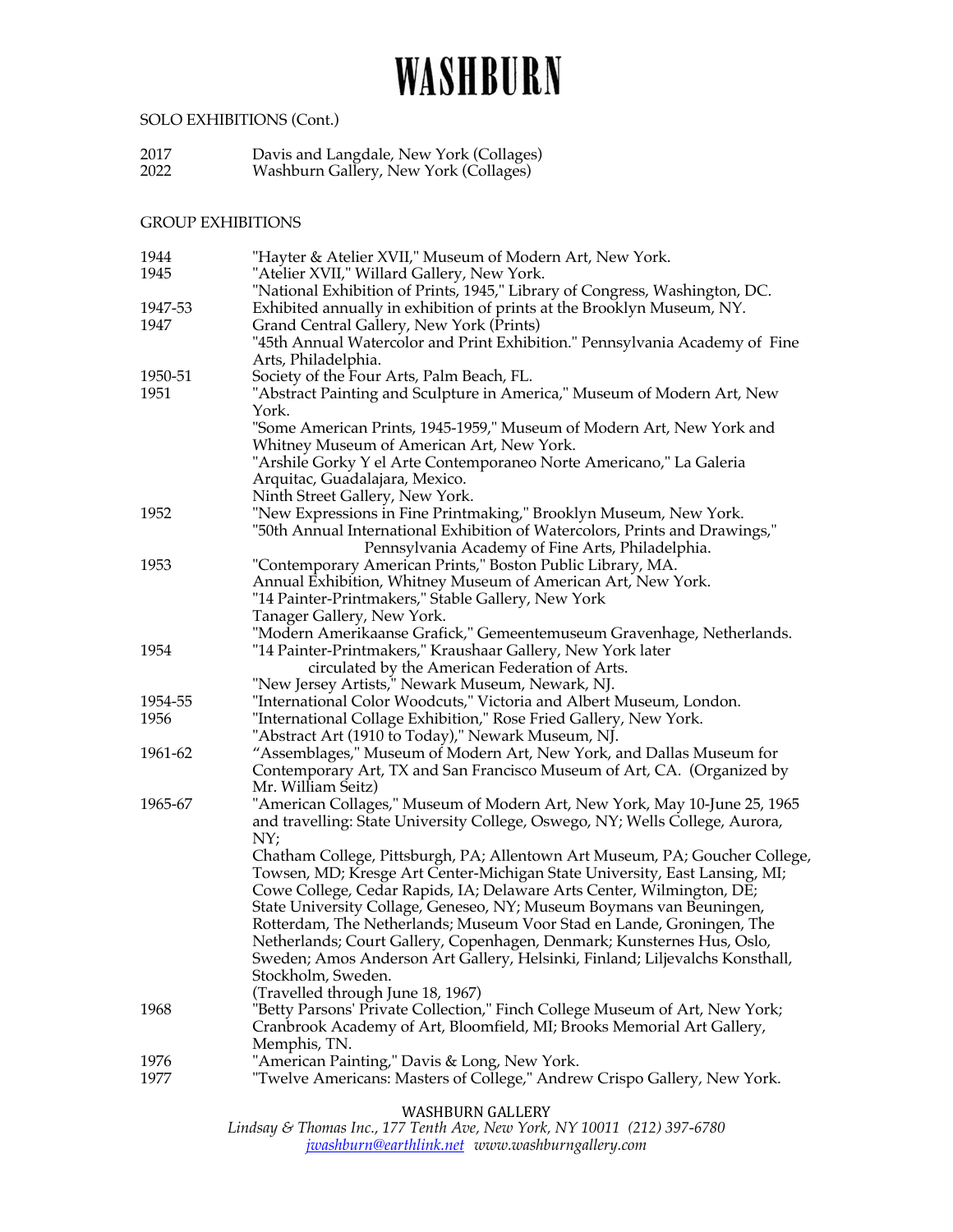SOLO EXHIBITIONS (Cont.)

| | |
|---|---|
| 2017 | Davis and Langdale, New York (Collages) |
| 2022 | Washburn Gallery, New York (Collages) |

GROUP EXHIBITIONS

| | |
|---|---|
| 1944 | "Hayter & Atelier XVII," Museum of Modern Art, New York. |
| 1945 | "Atelier XVII," Willard Gallery, New York. |
| | "National Exhibition of Prints, 1945," Library of Congress, Washington, DC. |
| 1947-53 | Exhibited annually in exhibition of prints at the Brooklyn Museum, NY. |
| 1947 | Grand Central Gallery, New York (Prints) |
| | "45th Annual Watercolor and Print Exhibition." Pennsylvania Academy of Fine Arts, Philadelphia. |
| 1950-51 | Society of the Four Arts, Palm Beach, FL. |
| 1951 | "Abstract Painting and Sculpture in America," Museum of Modern Art, New York. |
| | "Some American Prints, 1945-1959," Museum of Modern Art, New York and Whitney Museum of American Art, New York. |
| | "Arshile Gorky Y el Arte Contemporaneo Norte Americano," La Galeria Arquitac, Guadalajara, Mexico. |
| | Ninth Street Gallery, New York. |
| 1952 | "New Expressions in Fine Printmaking," Brooklyn Museum, New York. |
| | "50th Annual International Exhibition of Watercolors, Prints and Drawings," Pennsylvania Academy of Fine Arts, Philadelphia. |
| 1953 | "Contemporary American Prints," Boston Public Library, MA. |
| | Annual Exhibition, Whitney Museum of American Art, New York. |
| | "14 Painter-Printmakers," Stable Gallery, New York |
| | Tanager Gallery, New York. |
| | "Modern Amerikaanse Grafick," Gemeentemuseum Gravenhage, Netherlands. |
| 1954 | "14 Painter-Printmakers," Kraushaar Gallery, New York later circulated by the American Federation of Arts. |
| | "New Jersey Artists," Newark Museum, Newark, NJ. |
| 1954-55 | "International Color Woodcuts," Victoria and Albert Museum, London. |
| 1956 | "International Collage Exhibition," Rose Fried Gallery, New York. |
| | "Abstract Art (1910 to Today)," Newark Museum, NJ. |
| 1961-62 | "Assemblages," Museum of Modern Art, New York, and Dallas Museum for Contemporary Art, TX and San Francisco Museum of Art, CA. (Organized by Mr. William Seitz) |
| 1965-67 | "American Collages," Museum of Modern Art, New York, May 10-June 25, 1965 and travelling: State University College, Oswego, NY; Wells College, Aurora, NY; |
| | Chatham College, Pittsburgh, PA; Allentown Art Museum, PA; Goucher College, Towsen, MD; Kresge Art Center-Michigan State University, East Lansing, MI; Cowe College, Cedar Rapids, IA; Delaware Arts Center, Wilmington, DE; State University Collage, Geneseo, NY; Museum Boymans van Beuningen, Rotterdam, The Netherlands; Museum Voor Stad en Lande, Groningen, The Netherlands; Court Gallery, Copenhagen, Denmark; Kunsternes Hus, Oslo, Sweden; Amos Anderson Art Gallery, Helsinki, Finland; Liljevalchs Konsthall, Stockholm, Sweden. |
| | (Travelled through June 18, 1967) |
| 1968 | "Betty Parsons' Private Collection," Finch College Museum of Art, New York; Cranbrook Academy of Art, Bloomfield, MI; Brooks Memorial Art Gallery, Memphis, TN. |
| 1976 | "American Painting," Davis & Long, New York. |
| 1977 | "Twelve Americans: Masters of College," Andrew Crispo Gallery, New York. |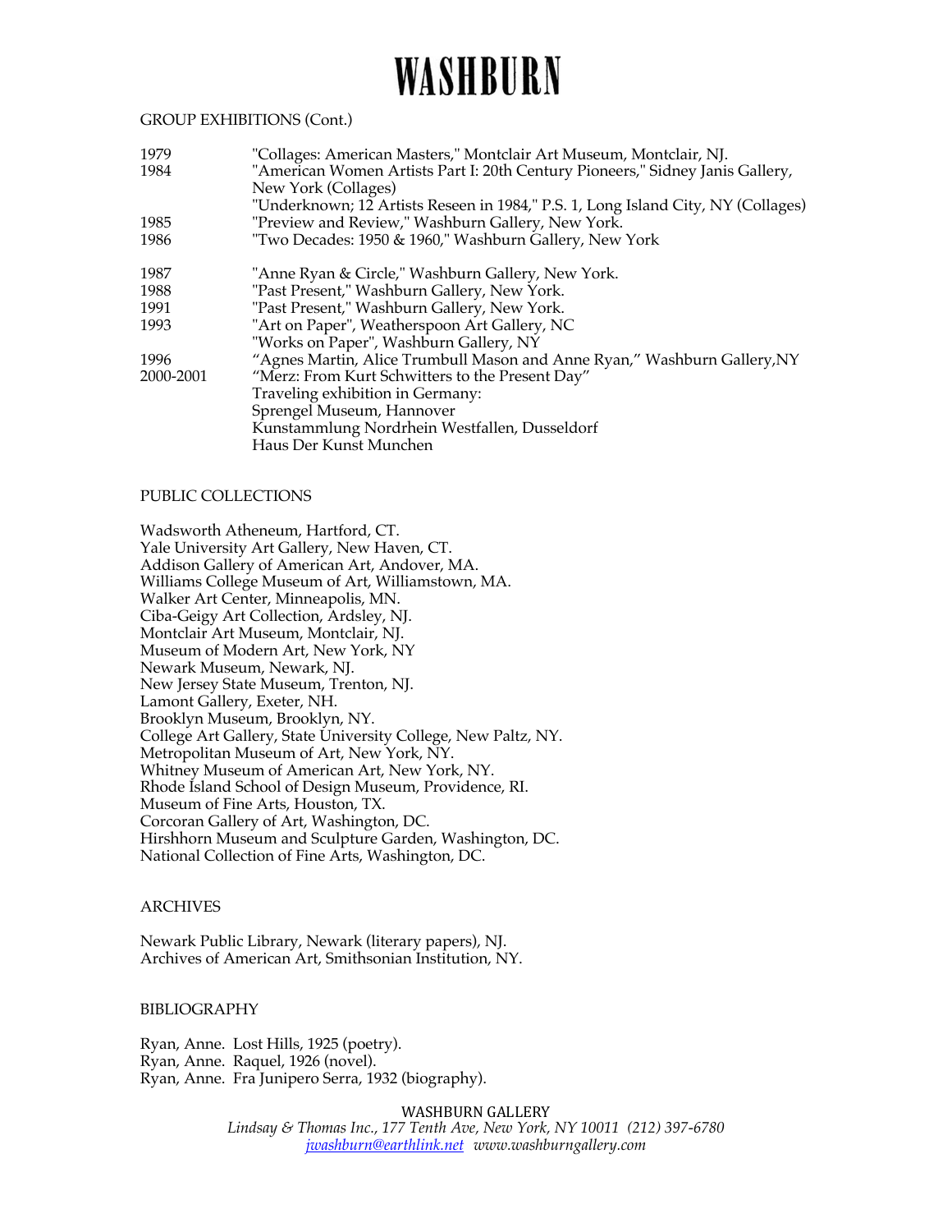GROUP EXHIBITIONS (Cont.)

| | |
|---|---|
| 1979 | "Collages: American Masters," Montclair Art Museum, Montclair, NJ. |
| 1984 | "American Women Artists Part I: 20th Century Pioneers," Sidney Janis Gallery, New York (Collages) |
| | "Underknown; 12 Artists Reseen in 1984," P.S. 1, Long Island City, NY (Collages) |
| 1985 | "Preview and Review," Washburn Gallery, New York. |
| 1986 | "Two Decades: 1950 & 1960," Washburn Gallery, New York |
| 1987 | "Anne Ryan & Circle," Washburn Gallery, New York. |
| 1988 | "Past Present," Washburn Gallery, New York. |
| 1991 | "Past Present," Washburn Gallery, New York. |
| 1993 | "Art on Paper", Weatherspoon Art Gallery, NC |
| | "Works on Paper", Washburn Gallery, NY |
| 1996 | "Agnes Martin, Alice Trumbull Mason and Anne Ryan," Washburn Gallery,NY |
| 2000-2001 | "Merz: From Kurt Schwitters to the Present Day" Traveling exhibition in Germany: Sprengel Museum, Hannover; Kunstammlung Nordrhein Westfallen, Dusseldorf; Haus Der Kunst Munchen |

PUBLIC COLLECTIONS

Wadsworth Atheneum, Hartford, CT.
Yale University Art Gallery, New Haven, CT.
Addison Gallery of American Art, Andover, MA.
Williams College Museum of Art, Williamstown, MA.
Walker Art Center, Minneapolis, MN.
Ciba-Geigy Art Collection, Ardsley, NJ.
Montclair Art Museum, Montclair, NJ.
Museum of Modern Art, New York, NY
Newark Museum, Newark, NJ.
New Jersey State Museum, Trenton, NJ.
Lamont Gallery, Exeter, NH.
Brooklyn Museum, Brooklyn, NY.
College Art Gallery, State University College, New Paltz, NY.
Metropolitan Museum of Art, New York, NY.
Whitney Museum of American Art, New York, NY.
Rhode Island School of Design Museum, Providence, RI.
Museum of Fine Arts, Houston, TX.
Corcoran Gallery of Art, Washington, DC.
Hirshhorn Museum and Sculpture Garden, Washington, DC.
National Collection of Fine Arts, Washington, DC.

ARCHIVES

Newark Public Library, Newark (literary papers), NJ.
Archives of American Art, Smithsonian Institution, NY.

BIBLIOGRAPHY

Ryan, Anne. Lost Hills, 1925 (poetry).
Ryan, Anne. Raquel, 1926 (novel).
Ryan, Anne. Fra Junipero Serra, 1932 (biography).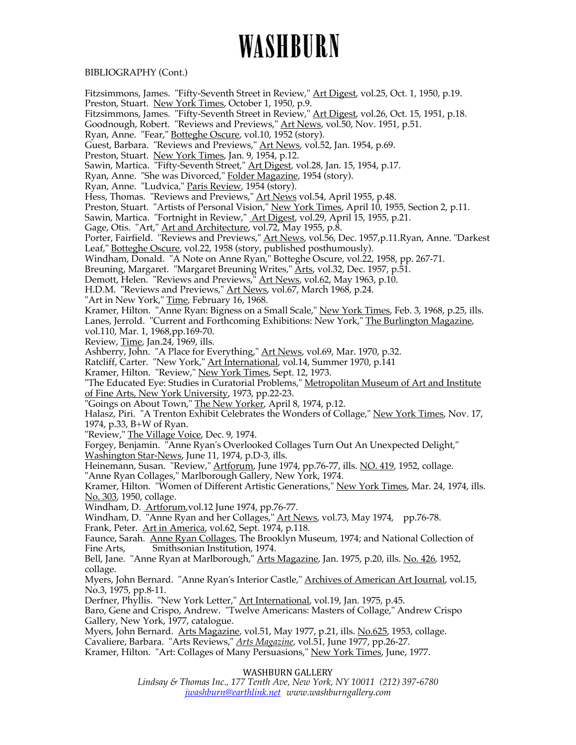# WASHBURN

BIBLIOGRAPHY (Cont.)

Fitzsimmons, James. "Fifty-Seventh Street in Review," Art Digest, vol.25, Oct. 1, 1950, p.19.
Preston, Stuart. New York Times, October 1, 1950, p.9.
Fitzsimmons, James. "Fifty-Seventh Street in Review," Art Digest, vol.26, Oct. 15, 1951, p.18.
Goodnough, Robert. "Reviews and Previews," Art News, vol.50, Nov. 1951, p.51.
Ryan, Anne. "Fear," Botteghe Oscure, vol.10, 1952 (story).
Guest, Barbara. "Reviews and Previews," Art News, vol.52, Jan. 1954, p.69.
Preston, Stuart. New York Times, Jan. 9, 1954, p.12.
Sawin, Martica. "Fifty-Seventh Street," Art Digest, vol.28, Jan. 15, 1954, p.17.
Ryan, Anne. "She was Divorced," Folder Magazine, 1954 (story).
Ryan, Anne. "Ludvica," Paris Review, 1954 (story).
Hess, Thomas. "Reviews and Previews," Art News vol.54, April 1955, p.48.
Preston, Stuart. "Artists of Personal Vision," New York Times, April 10, 1955, Section 2, p.11.
Sawin, Martica. "Fortnight in Review," Art Digest, vol.29, April 15, 1955, p.21.
Gage, Otis. "Art," Art and Architecture, vol.72, May 1955, p.8.
Porter, Fairfield. "Reviews and Previews," Art News, vol.56, Dec. 1957,p.11.Ryan, Anne. "Darkest Leaf," Botteghe Oscure, vol.22, 1958 (story, published posthumously).
Windham, Donald. "A Note on Anne Ryan," Botteghe Oscure, vol.22, 1958, pp. 267-71.
Breuning, Margaret. "Margaret Breuning Writes," Arts, vol.32, Dec. 1957, p.51.
Demott, Helen. "Reviews and Previews," Art News, vol.62, May 1963, p.10.
H.D.M. "Reviews and Previews," Art News, vol.67, March 1968, p.24.
"Art in New York," Time, February 16, 1968.
Kramer, Hilton. "Anne Ryan: Bigness on a Small Scale," New York Times, Feb. 3, 1968, p.25, ills.
Lanes, Jerrold. "Current and Forthcoming Exhibitions: New York," The Burlington Magazine, vol.110, Mar. 1, 1968,pp.169-70.
Review, Time, Jan.24, 1969, ills.
Ashberry, John. "A Place for Everything," Art News, vol.69, Mar. 1970, p.32.
Ratcliff, Carter. "New York," Art International, vol.14, Summer 1970, p.141
Kramer, Hilton. "Review," New York Times, Sept. 12, 1973.
"The Educated Eye: Studies in Curatorial Problems," Metropolitan Museum of Art and Institute of Fine Arts, New York University, 1973, pp.22-23.
"Goings on About Town," The New Yorker, April 8, 1974, p.12.
Halasz, Piri. "A Trenton Exhibit Celebrates the Wonders of Collage," New York Times, Nov. 17, 1974, p.33, B+W of Ryan.
"Review," The Village Voice, Dec. 9, 1974.
Forgey, Benjamin. "Anne Ryan's Overlooked Collages Turn Out An Unexpected Delight," Washington Star-News, June 11, 1974, p.D-3, ills.
Heinemann, Susan. "Review," Artforum, June 1974, pp.76-77, ills. NO. 419, 1952, collage.
"Anne Ryan Collages," Marlborough Gallery, New York, 1974.
Kramer, Hilton. "Women of Different Artistic Generations," New York Times, Mar. 24, 1974, ills. No. 303, 1950, collage.
Windham, D. Artforum,vol.12 June 1974, pp.76-77.
Windham, D. "Anne Ryan and her Collages," Art News, vol.73, May 1974, pp.76-78.
Frank, Peter. Art in America, vol.62, Sept. 1974, p.118.
Faunce, Sarah. Anne Ryan Collages, The Brooklyn Museum, 1974; and National Collection of Fine Arts, Smithsonian Institution, 1974.
Bell, Jane. "Anne Ryan at Marlborough," Arts Magazine, Jan. 1975, p.20, ills. No. 426, 1952, collage.
Myers, John Bernard. "Anne Ryan's Interior Castle," Archives of American Art Journal, vol.15, No.3, 1975, pp.8-11.
Derfner, Phyllis. "New York Letter," Art International, vol.19, Jan. 1975, p.45.
Baro, Gene and Crispo, Andrew. "Twelve Americans: Masters of Collage," Andrew Crispo Gallery, New York, 1977, catalogue.
Myers, John Bernard. Arts Magazine, vol.51, May 1977, p.21, ills. No.625, 1953, collage.
Cavaliere, Barbara. "Arts Reviews," *Arts Magazine*, vol.51, June 1977, pp.26-27.
Kramer, Hilton. "Art: Collages of Many Persuasions," New York Times, June, 1977.

WASHBURN GALLERY
*Lindsay & Thomas Inc., 177 Tenth Ave, New York, NY 10011 (212) 397-6780*
*jwashburn@earthlink.net www.washburngallery.com*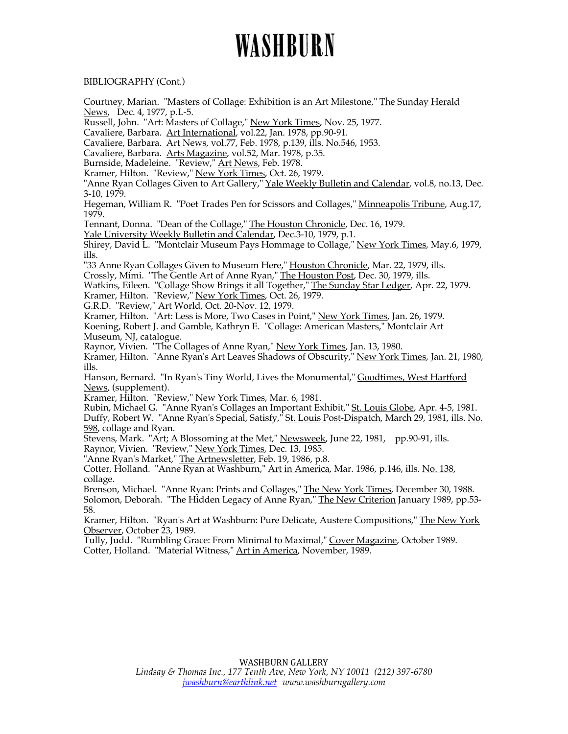# WASHBURN

BIBLIOGRAPHY (Cont.)

Courtney, Marian. "Masters of Collage: Exhibition is an Art Milestone," The Sunday Herald News, Dec. 4, 1977, p.L-5.
Russell, John. "Art: Masters of Collage," New York Times, Nov. 25, 1977.
Cavaliere, Barbara. Art International, vol.22, Jan. 1978, pp.90-91.
Cavaliere, Barbara. Art News, vol.77, Feb. 1978, p.139, ills. No.546, 1953.
Cavaliere, Barbara. Arts Magazine, vol.52, Mar. 1978, p.35.
Burnside, Madeleine. "Review," Art News, Feb. 1978.
Kramer, Hilton. "Review," New York Times, Oct. 26, 1979.
"Anne Ryan Collages Given to Art Gallery," Yale Weekly Bulletin and Calendar, vol.8, no.13, Dec. 3-10, 1979.
Hegeman, William R. "Poet Trades Pen for Scissors and Collages," Minneapolis Tribune, Aug.17, 1979.
Tennant, Donna. "Dean of the Collage," The Houston Chronicle, Dec. 16, 1979.
Yale University Weekly Bulletin and Calendar, Dec.3-10, 1979, p.1.
Shirey, David L. "Montclair Museum Pays Hommage to Collage," New York Times, May.6, 1979, ills.
"33 Anne Ryan Collages Given to Museum Here," Houston Chronicle, Mar. 22, 1979, ills.
Crossly, Mimi. "The Gentle Art of Anne Ryan," The Houston Post, Dec. 30, 1979, ills.
Watkins, Eileen. "Collage Show Brings it all Together," The Sunday Star Ledger, Apr. 22, 1979.
Kramer, Hilton. "Review," New York Times, Oct. 26, 1979.
G.R.D. "Review," Art World, Oct. 20-Nov. 12, 1979.
Kramer, Hilton. "Art: Less is More, Two Cases in Point," New York Times, Jan. 26, 1979.
Koening, Robert J. and Gamble, Kathryn E. "Collage: American Masters," Montclair Art Museum, NJ, catalogue.
Raynor, Vivien. "The Collages of Anne Ryan," New York Times, Jan. 13, 1980.
Kramer, Hilton. "Anne Ryan's Art Leaves Shadows of Obscurity," New York Times, Jan. 21, 1980, ills.
Hanson, Bernard. "In Ryan's Tiny World, Lives the Monumental," Goodtimes, West Hartford News, (supplement).
Kramer, Hilton. "Review," New York Times, Mar. 6, 1981.
Rubin, Michael G. "Anne Ryan's Collages an Important Exhibit," St. Louis Globe, Apr. 4-5, 1981.
Duffy, Robert W. "Anne Ryan's Special, Satisfy," St. Louis Post-Dispatch, March 29, 1981, ills. No. 598, collage and Ryan.
Stevens, Mark. "Art; A Blossoming at the Met," Newsweek, June 22, 1981, pp.90-91, ills.
Raynor, Vivien. "Review," New York Times, Dec. 13, 1985.
"Anne Ryan's Market," The Artnewsletter, Feb. 19, 1986, p.8.
Cotter, Holland. "Anne Ryan at Washburn," Art in America, Mar. 1986, p.146, ills. No. 138, collage.
Brenson, Michael. "Anne Ryan: Prints and Collages," The New York Times, December 30, 1988.
Solomon, Deborah. "The Hidden Legacy of Anne Ryan," The New Criterion January 1989, pp.53-58.
Kramer, Hilton. "Ryan's Art at Washburn: Pure Delicate, Austere Compositions," The New York Observer, October 23, 1989.
Tully, Judd. "Rumbling Grace: From Minimal to Maximal," Cover Magazine, October 1989.
Cotter, Holland. "Material Witness," Art in America, November, 1989.